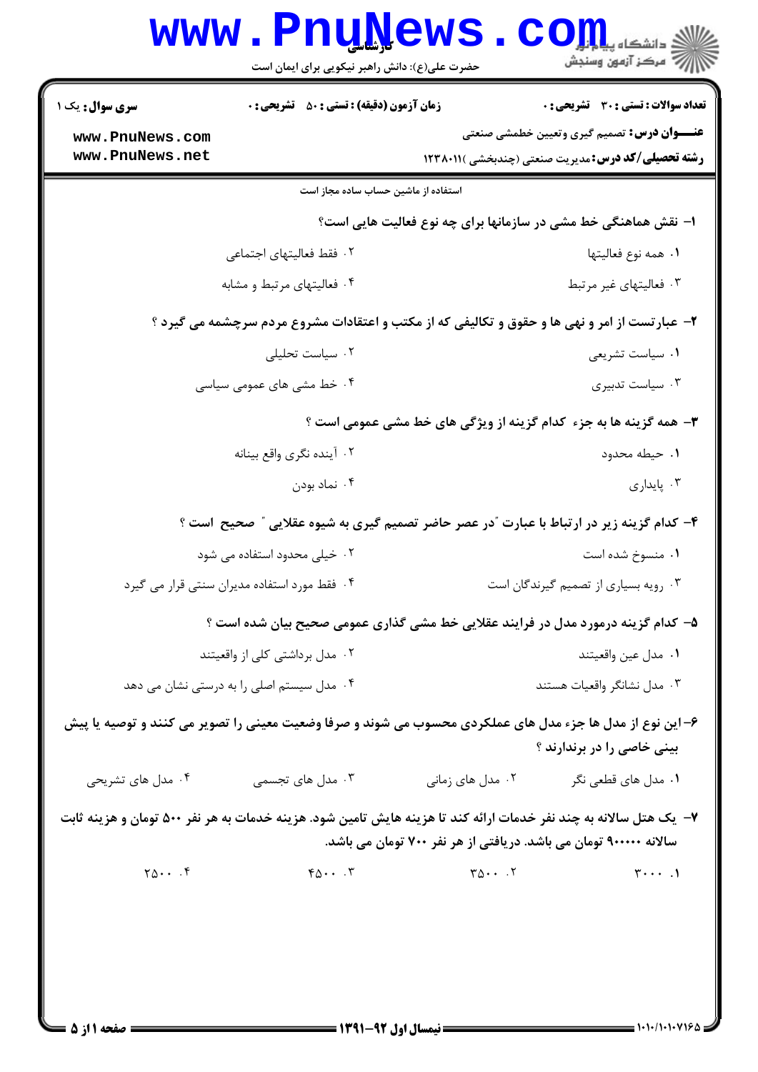**سری سوال:** یک ۱ | **زمان آزمون (دقیقه):** تستی : ۵۰ تشریحی : ۰ | **تعداد سوالات:** تستی : ۳۰ تشریحی : ۰

**عنوان درس:** تصمیم گیری وتعیین خطمشی صنعتی

**رشته تحصیلی/کد درس:** مدیریت صنعتی (چندبخشی )۱۲۳۸۰۱۱

استفاده از ماشین حساب ساده مجاز است

۱- نقش هماهنگی خط مشی در سازمانها برای چه نوع فعالیت هایی است؟

۱. همه نوع فعالیتها
۲. فقط فعالیتهای اجتماعی
۳. فعالیتهای غیر مرتبط
۴. فعالیتهای مرتبط و مشابه

۲- عبارتست از امر و نهی ها و حقوق و تکالیفی که از مکتب و اعتقادات مشروع مردم سرچشمه می گیرد ؟

۱. سیاست تشریعی
۲. سیاست تحلیلی
۳. سیاست تدبیری
۴. خط مشی های عمومی سیاسی

۳- همه گزینه ها به جزء کدام گزینه از ویژگی های خط مشی عمومی است ؟

۱. حیطه محدود
۲. آینده نگری واقع بینانه
۳. پایداری
۴. نماد بودن

۴- کدام گزینه زیر در ارتباط با عبارت "در عصر حاضر تصمیم گیری به شیوه عقلایی " صحیح است ؟

۱. منسوخ شده است
۲. خیلی محدود استفاده می شود
۳. رویه بسیاری از تصمیم گیرندگان است
۴. فقط مورد استفاده مدیران سنتی قرار می گیرد

۵- کدام گزینه درمورد مدل در فرایند عقلایی خط مشی گذاری عمومی صحیح بیان شده است ؟

۱. مدل عین واقعیتند
۲. مدل برداشتی کلی از واقعیتند
۳. مدل نشانگر واقعیات هستند
۴. مدل سیستم اصلی را به درستی نشان می دهد

۶-این نوع از مدل ها جزء مدل های عملکردی محسوب می شوند و صرفا وضعیت معینی را تصویر می کنند و توصیه یا پیش بینی خاصی را در بردارند ؟

۱. مدل های قطعی نگر
۲. مدل های زمانی
۳. مدل های تجسمی
۴. مدل های تشریحی

۷- یک هتل سالانه به چند نفر خدمات ارائه کند تا هزینه هایش تامین شود. هزینه خدمات به هر نفر ۵۰۰ تومان و هزینه ثابت سالانه ۹۰۰۰۰۰ تومان می باشد. دریافتی از هر نفر ۷۰۰ تومان می باشد.

۱. ۳۰۰۰
۲. ۳۵۰۰
۳. ۴۵۰۰
۴. ۲۵۰۰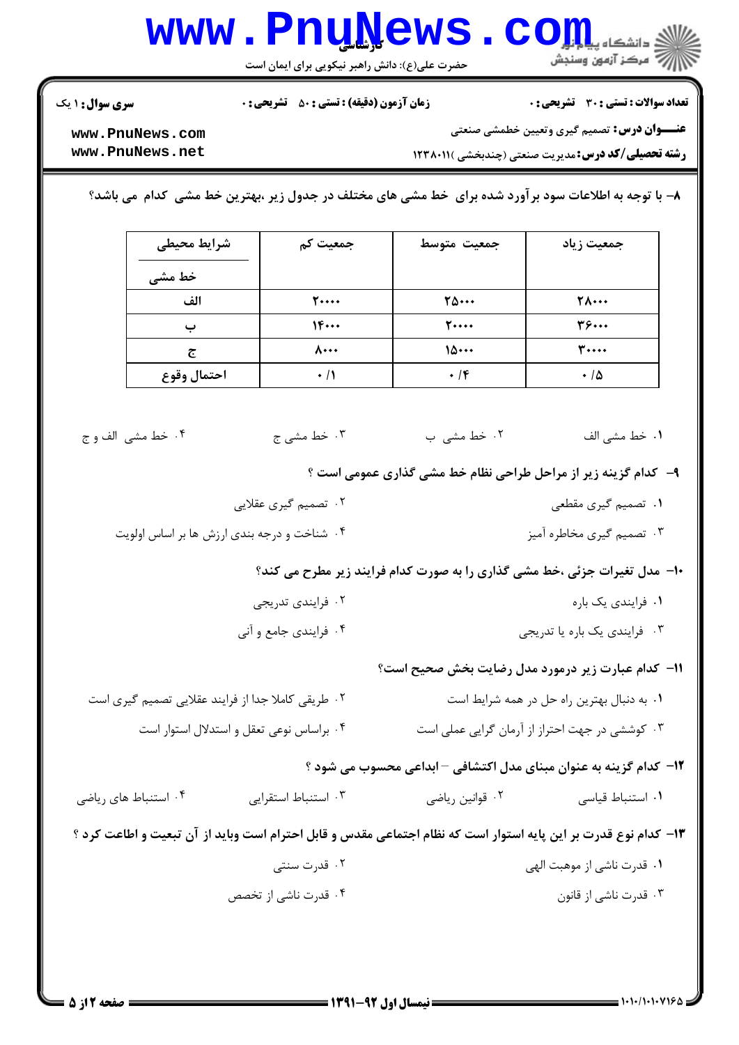**سری سوال:** ۱ یک | **زمان آزمون (دقیقه) : تستی :** ۵۰ **تشریحی :** ۰ | **تعداد سوالات : تستی :** ۳۰ **تشریحی :** ۰

**عنوان درس:** تصمیم گیری وتعیین خطمشی صنعتی

**رشته تحصیلی/کد درس:** مدیریت صنعتی (چندبخشی )۱۲۳۸۰۱۱

۸- با توجه به اطلاعات سود برآورد شده برای خط مشی های مختلف در جدول زیر ،بهترین خط مشی کدام می باشد؟

| شرایط محیطی / خط مشی | جمعیت کم | جمعیت متوسط | جمعیت زیاد |
|---|---|---|---|
| الف | ۲۰۰۰۰ | ۲۵۰۰۰ | ۲۸۰۰۰ |
| ب | ۱۴۰۰۰ | ۲۰۰۰۰ | ۳۶۰۰۰ |
| ج | ۸۰۰۰ | ۱۵۰۰۰ | ۳۰۰۰۰ |
| احتمال وقوع | ۰/۱ | ۰/۴ | ۰/۵ |

۱. خط مشی الف
۲. خط مشی ب
۳. خط مشی ج
۴. خط مشی الف و ج

۹- کدام گزینه زیر از مراحل طراحی نظام خط مشی گذاری عمومی است ؟

۱. تصمیم گیری مقطعی
۲. تصمیم گیری عقلایی
۳. تصمیم گیری مخاطره آمیز
۴. شناخت و درجه بندی ارزش ها بر اساس اولویت

۱۰- مدل تغیرات جزئی ،خط مشی گذاری را به صورت کدام فرایند زیر مطرح می کند؟

۱. فرایندی یک باره
۲. فرایندی تدریجی
۳. فرایندی یک باره یا تدریجی
۴. فرایندی جامع و آنی

۱۱- کدام عبارت زیر درمورد مدل رضایت بخش صحیح است؟

۱. به دنبال بهترین راه حل در همه شرایط است
۲. طریقی کاملا جدا از فرایند عقلایی تصمیم گیری است
۳. کوششی در جهت احتراز از آرمان گرایی عملی است
۴. براساس نوعی تعقل و استدلال استوار است

۱۲- کدام گزینه به عنوان مبنای مدل اکتشافی – ابداعی محسوب می شود ؟

۱. استنباط قیاسی
۲. قوانین ریاضی
۳. استنباط استقرایی
۴. استنباط های ریاضی

۱۳- کدام نوع قدرت بر این پایه استوار است که نظام اجتماعی مقدس و قابل احترام است وباید از آن تبعیت و اطاعت کرد ؟

۱. قدرت ناشی از موهبت الهی
۲. قدرت سنتی
۳. قدرت ناشی از قانون
۴. قدرت ناشی از تخصص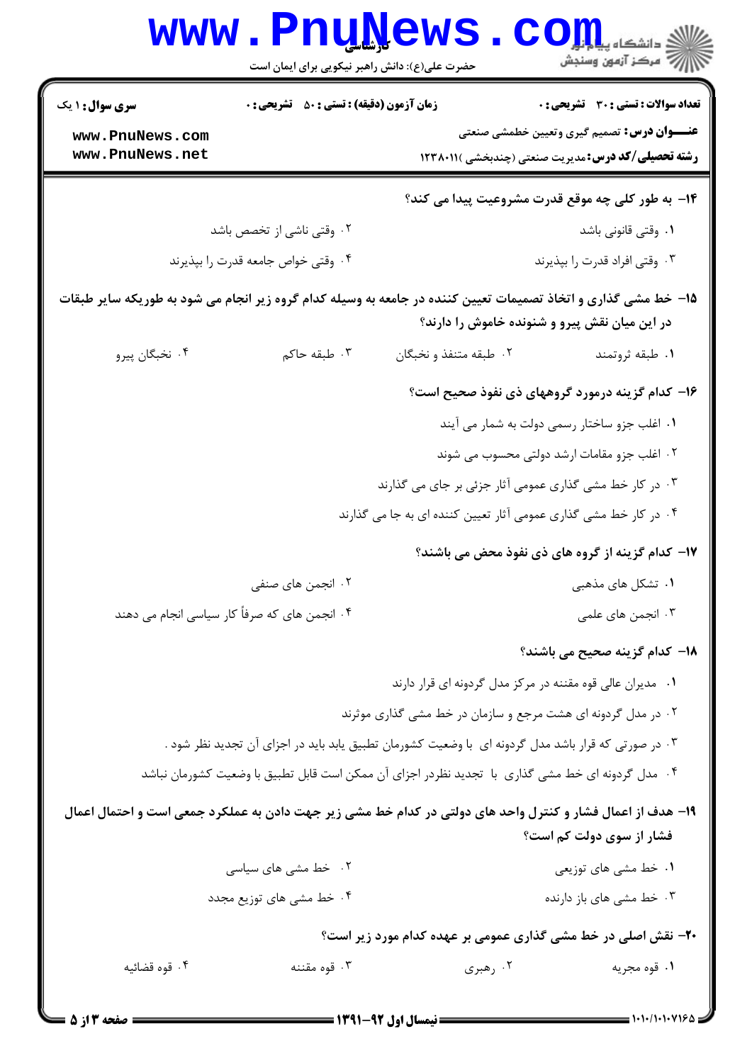۱۴- به طور کلی چه موقع قدرت مشروعیت پیدا می کند؟

۱. وقتی قانونی باشد
۲. وقتی ناشی از تخصص باشد
۳. وقتی افراد قدرت را بپذیرند
۴. وقتی خواص جامعه قدرت را بپذیرند

۱۵- خط مشی گذاری و اتخاذ تصمیمات تعیین کننده در جامعه به وسیله کدام گروه زیر انجام می شود به طوریکه سایر طبقات در این میان نقش پیرو و شنونده خاموش را دارند؟

۱. طبقه ثروتمند
۲. طبقه متنفذ و نخبگان
۳. طبقه حاکم
۴. نخبگان پیرو

۱۶- کدام گزینه درمورد گروههای ذی نفوذ صحیح است؟

۱. اغلب جزو ساختار رسمی دولت به شمار می آیند
۲. اغلب جزو مقامات ارشد دولتی محسوب می شوند
۳. در کار خط مشی گذاری عمومی آثار جزئی بر جای می گذارند
۴. در کار خط مشی گذاری عمومی آثار تعیین کننده ای به جا می گذارند

۱۷- کدام گزینه از گروه های ذی نفوذ محض می باشند؟

۱. تشکل های مذهبی
۲. انجمن های صنفی
۳. انجمن های علمی
۴. انجمن های که صرفاً کار سیاسی انجام می دهند

۱۸- کدام گزینه صحیح می باشند؟

۱. مدیران عالی قوه مقننه در مرکز مدل گردونه ای قرار دارند
۲. در مدل گردونه ای هشت مرجع و سازمان در خط مشی گذاری موثرند
۳. در صورتی که قرار باشد مدل گردونه ای با وضعیت کشورمان تطبیق یابد باید در اجزای آن تجدید نظر شود .
۴. مدل گردونه ای خط مشی گذاری با تجدید نظردر اجزای آن ممکن است قابل تطبیق با وضعیت کشورمان نباشد

۱۹- هدف از اعمال فشار و کنترل واحد های دولتی در کدام خط مشی زیر جهت دادن به عملکرد جمعی است و احتمال اعمال فشار از سوی دولت کم است؟

۱. خط مشی های توزیعی
۲. خط مشی های سیاسی
۳. خط مشی های باز دارنده
۴. خط مشی های توزیع مجدد

۲۰- نقش اصلی در خط مشی گذاری عمومی بر عهده کدام مورد زیر است؟

۱. قوه مجریه
۲. رهبری
۳. قوه مقننه
۴. قوه قضائیه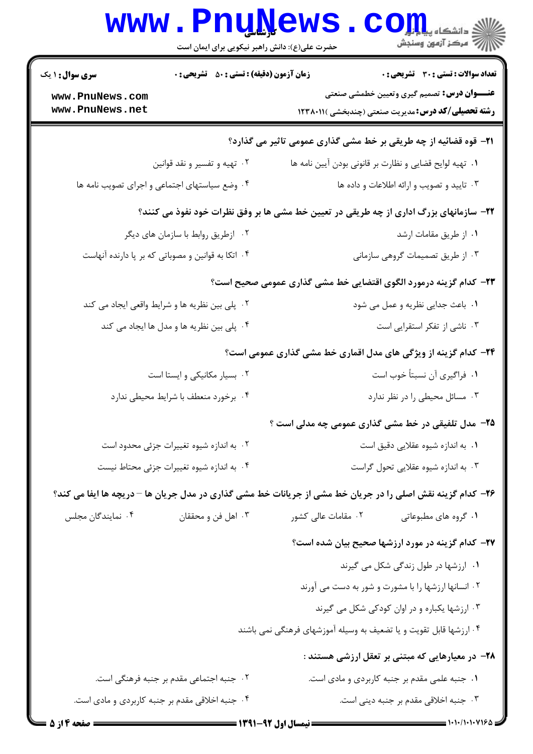**سری سوال:** ۱ یک

**زمان آزمون (دقیقه) : تستی : ۵۰ تشریحی : ۰**

**تعداد سوالات : تستی : ۳۰ تشریحی : ۰**

**عنـــوان درس:** تصمیم گیری وتعیین خطمشی صنعتی

**رشته تحصیلی/کد درس:** مدیریت صنعتی (چندبخشی )۱۲۳۸۰۱۱

**۲۱- قوه قضائیه از چه طریقی بر خط مشی گذاری عمومی تاثیر می گذارد؟**

۱. تهیه لوایح قضایی و نظارت بر قانونی بودن آیین نامه ها

۲. تهیه و تفسیر و نقد قوانین

۳. تایید و تصویب و ارائه اطلاعات و داده ها

۴. وضع سیاستهای اجتماعی و اجرای تصویب نامه ها

**۲۲- سازمانهای بزرگ اداری از چه طریقی در تعیین خط مشی ها بر وفق نظرات خود نفوذ می کنند؟**

۱. از طریق مقامات ارشد

۲. ازطریق روابط با سازمان های دیگر

۳. از طریق تصمیمات گروهی سازمانی

۴. اتکا به قوانین و مصوباتی که بر پا دارنده آنهاست

**۲۳- کدام گزینه درمورد الگوی اقتضایی خط مشی گذاری عمومی صحیح است؟**

۱. باعث جدایی نظریه و عمل می شود

۲. پلی بین نظریه ها و شرایط واقعی ایجاد می کند

۳. ناشی از تفکر استقرایی است

۴. پلی بین نظریه ها و مدل ها ایجاد می کند

**۲۴- کدام گزینه از ویژگی های مدل اقماری خط مشی گذاری عمومی است؟**

۱. فراگیری آن نسبتاً خوب است

۲. بسیار مکانیکی و ایستا است

۳. مسائل محیطی را در نظر ندارد

۴. برخورد منعطف با شرایط محیطی ندارد

**۲۵- مدل تلفیقی در خط مشی گذاری عمومی چه مدلی است ؟**

۱. به اندازه شیوه عقلایی دقیق است

۲. به اندازه شیوه تغییرات جزئی محدود است

۳. به اندازه شیوه عقلایی تحول گراست

۴. به اندازه شیوه تغییرات جزئی محتاط نیست

**۲۶- کدام گزینه نقش اصلی را در جریان خط مشی از جریانات خط مشی گذاری در مدل جریان ها – دریچه ها ایفا می کند؟**

۱. گروه های مطبوعاتی

۲. مقامات عالی کشور

۳. اهل فن و محققان

۴. نمایندگان مجلس

**۲۷- کدام گزینه در مورد ارزشها صحیح بیان شده است؟**

۱. ارزشها در طول زندگی شکل می گیرند

۲. انسانها ارزشها را با مشورت و شور به دست می آورند

۳. ارزشها یکباره و در اوان کودکی شکل می گیرند

۴. ارزشها قابل تقویت و یا تضعیف به وسیله آموزشهای فرهنگی نمی باشند

**۲۸- در معیارهایی که مبتنی بر تعقل ارزشی هستند :**

۱. جنبه علمی مقدم بر جنبه کاربردی و مادی است.

۲. جنبه اجتماعی مقدم بر جنبه فرهنگی است.

۳. جنبه اخلاقی مقدم بر جنبه دینی است.

۴. جنبه اخلاقی مقدم بر جنبه کاربردی و مادی است.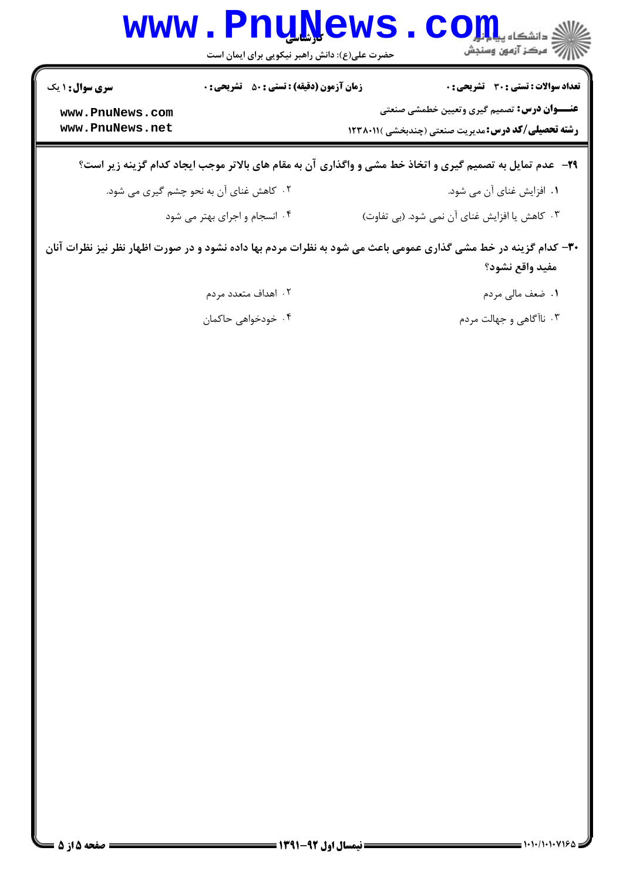**۲۹- عدم تمایل به تصمیم گیری و اتخاذ خط مشی و واگذاری آن به مقام های بالاتر موجب ایجاد کدام گزینه زیر است؟**

۱. افزایش غنای آن می شود.

۲. کاهش غنای آن به نحو چشم گیری می شود.

۳. کاهش یا افزایش غنای آن نمی شود. (بی تفاوت)

۴. انسجام و اجرای بهتر می شود

**۳۰- کدام گزینه در خط مشی گذاری عمومی باعث می شود به نظرات مردم بها داده نشود و در صورت اظهار نظر نیز نظرات آنان مفید واقع نشود؟**

۱. ضعف مالی مردم

۲. اهداف متعدد مردم

۳. ناآگاهی و جهالت مردم

۴. خودخواهی حاکمان